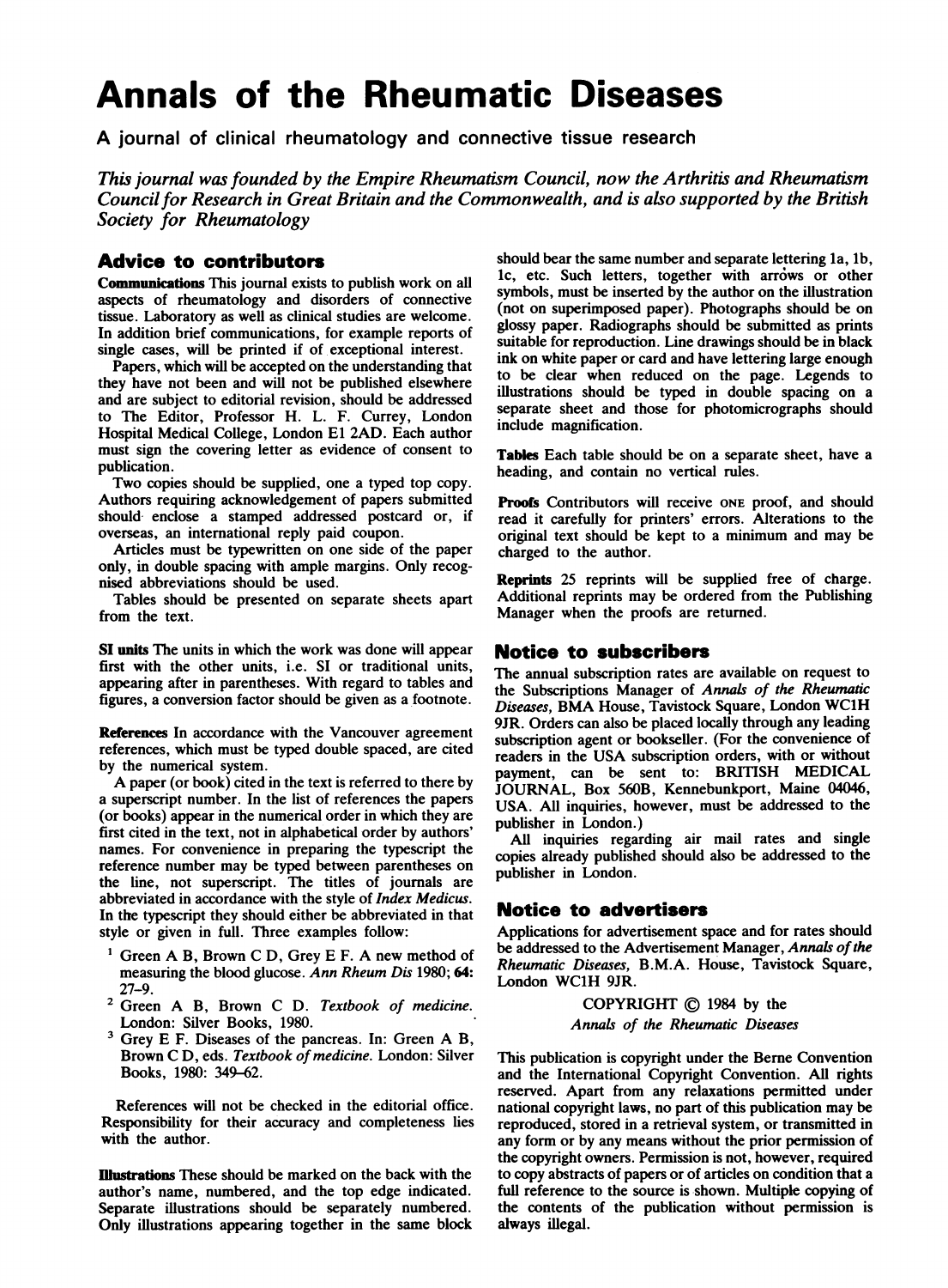# Annals of the Rheumatic Diseases

A journal of clinical rheumatology and connective tissue research

*This journal was founded by the Empire Rheumatism Council, now the Arthritis and Rheumatism Council for Research in Great Britain and the Commonwealth, and is also supported by the British Society for Rheumatology*

## Advice to contributors

**Communications** This journal exists to publish work on all aspects of rheumatology and disorders of connective tissue. Laboratory as well as clinical studies are welcome. In addition brief communications, for example reports of single cases, will be printed if of exceptional interest.

Papers, which will be accepted on the understanding that they have not been and will not be published elsewhere and are subject to editorial revision, should be addressed to The Editor, Professor H. L. F. Currey, London Hospital Medical College, London E1 2AD. Each author must sign the covering letter as evidence of consent to publication.

Two copies should be supplied, one a typed top copy. Authors requiring acknowledgement of papers submitted should enclose a stamped addressed postcard or, if overseas, an international reply paid coupon.

Articles must be typewritten on one side of the paper only, in double spacing with ample margins. Only recognised abbreviations should be used.

Tables should be presented on separate sheets apart from the text.

**SI units** The units in which the work was done will appear first with the other units, i.e. SI or traditional units, appearing after in parentheses. With regard to tables and figures, a conversion factor should be given as a footnote.

**References** In accordance with the Vancouver agreement references, which must be typed double spaced, are cited by the numerical system.

A paper (or book) cited in the text is referred to there by a superscript number. In the list of references the papers (or books) appear in the numerical order in which they are first cited in the text, not in alphabetical order by authors' names. For convenience in preparing the typescript the reference number may be typed between parentheses on the line, not superscript. The titles of journals are abbreviated in accordance with the style of *Index Medicus*. In the typescript they should either be abbreviated in that style or given in full. Three examples follow:

[1] Green A B, Brown C D, Grey E F. A new method of measuring the blood glucose. *Ann Rheum Dis* 1980; **64:** 27–9.

[2] Green A B, Brown C D. *Textbook of medicine.* London: Silver Books, 1980.

[3] Grey E F. Diseases of the pancreas. In: Green A B, Brown C D, eds. *Textbook of medicine.* London: Silver Books, 1980: 349–62.

References will not be checked in the editorial office. Responsibility for their accuracy and completeness lies with the author.

**Illustrations** These should be marked on the back with the author's name, numbered, and the top edge indicated. Separate illustrations should be separately numbered. Only illustrations appearing together in the same block should bear the same number and separate lettering 1a, 1b, 1c, etc. Such letters, together with arrows or other symbols, must be inserted by the author on the illustration (not on superimposed paper). Photographs should be on glossy paper. Radiographs should be submitted as prints suitable for reproduction. Line drawings should be in black ink on white paper or card and have lettering large enough to be clear when reduced on the page. Legends to illustrations should be typed in double spacing on a separate sheet and those for photomicrographs should include magnification.

**Tables** Each table should be on a separate sheet, have a heading, and contain no vertical rules.

**Proofs** Contributors will receive ONE proof, and should read it carefully for printers' errors. Alterations to the original text should be kept to a minimum and may be charged to the author.

**Reprints** 25 reprints will be supplied free of charge. Additional reprints may be ordered from the Publishing Manager when the proofs are returned.

## Notice to subscribers

The annual subscription rates are available on request to the Subscriptions Manager of *Annals of the Rheumatic Diseases*, BMA House, Tavistock Square, London WC1H 9JR. Orders can also be placed locally through any leading subscription agent or bookseller. (For the convenience of readers in the USA subscription orders, with or without payment, can be sent to: BRITISH MEDICAL JOURNAL, Box 560B, Kennebunkport, Maine 04046, USA. All inquiries, however, must be addressed to the publisher in London.)

All inquiries regarding air mail rates and single copies already published should also be addressed to the publisher in London.

## Notice to advertisers

Applications for advertisement space and for rates should be addressed to the Advertisement Manager, *Annals of the Rheumatic Diseases*, B.M.A. House, Tavistock Square, London WC1H 9JR.

COPYRIGHT © 1984 by the
*Annals of the Rheumatic Diseases*

This publication is copyright under the Berne Convention and the International Copyright Convention. All rights reserved. Apart from any relaxations permitted under national copyright laws, no part of this publication may be reproduced, stored in a retrieval system, or transmitted in any form or by any means without the prior permission of the copyright owners. Permission is not, however, required to copy abstracts of papers or of articles on condition that a full reference to the source is shown. Multiple copying of the contents of the publication without permission is always illegal.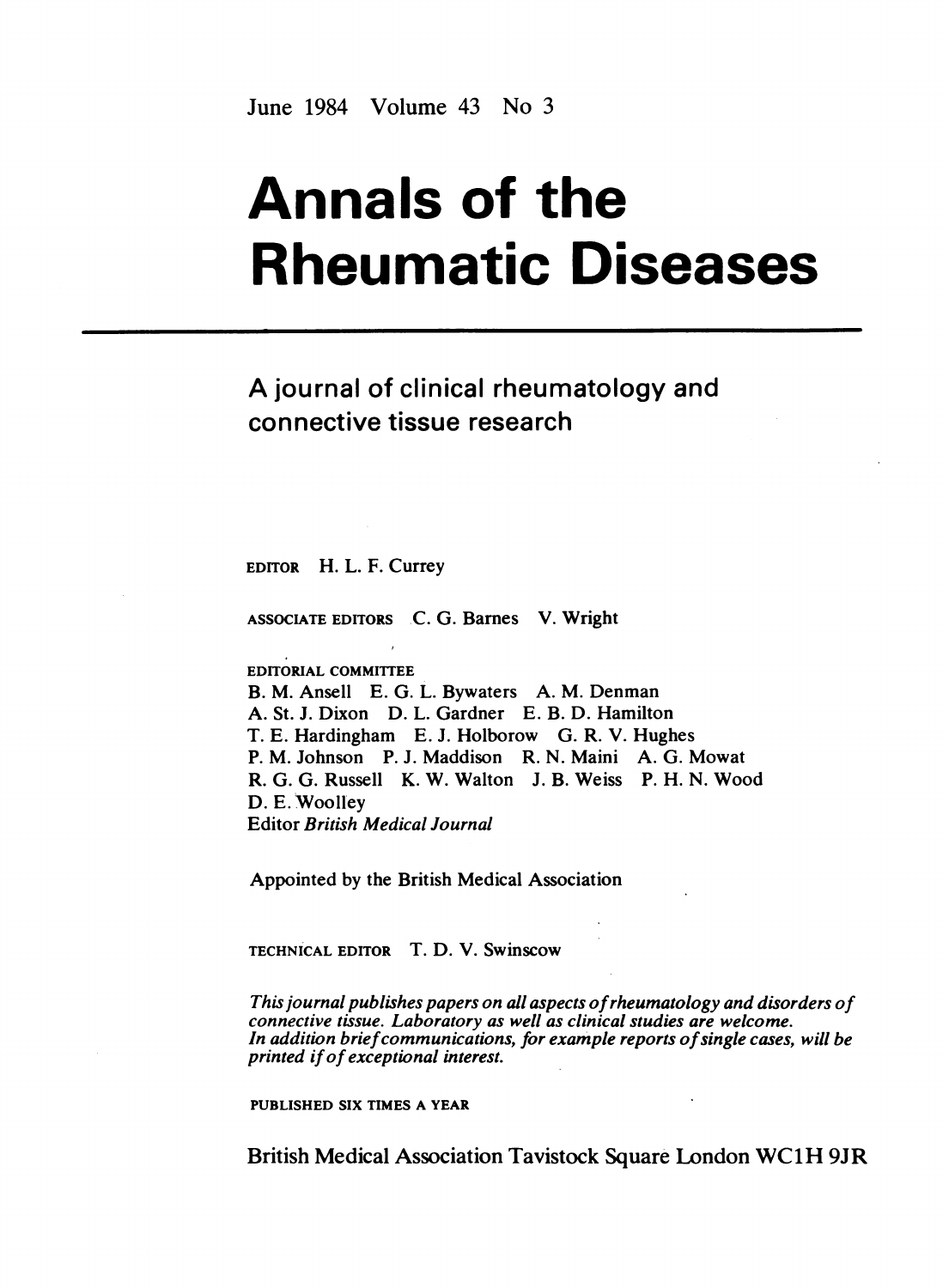June 1984 Volume 43 No 3

# Annals of the Rheumatic Diseases

## A journal of clinical rheumatology and connective tissue research

EDITOR H. L. F. Currey

ASSOCIATE EDITORS C. G. Barnes V. Wright

EDITORIAL COMMITTEE
B. M. Ansell E. G. L. Bywaters A. M. Denman
A. St. J. Dixon D. L. Gardner E. B. D. Hamilton
T. E. Hardingham E. J. Holborow G. R. V. Hughes
P. M. Johnson P. J. Maddison R. N. Maini A. G. Mowat
R. G. G. Russell K. W. Walton J. B. Weiss P. H. N. Wood
D. E. Woolley
Editor *British Medical Journal*

Appointed by the British Medical Association

TECHNICAL EDITOR T. D. V. Swinscow

*This journal publishes papers on all aspects of rheumatology and disorders of connective tissue. Laboratory as well as clinical studies are welcome. In addition brief communications, for example reports of single cases, will be printed if of exceptional interest.*

PUBLISHED SIX TIMES A YEAR

British Medical Association Tavistock Square London WC1H 9JR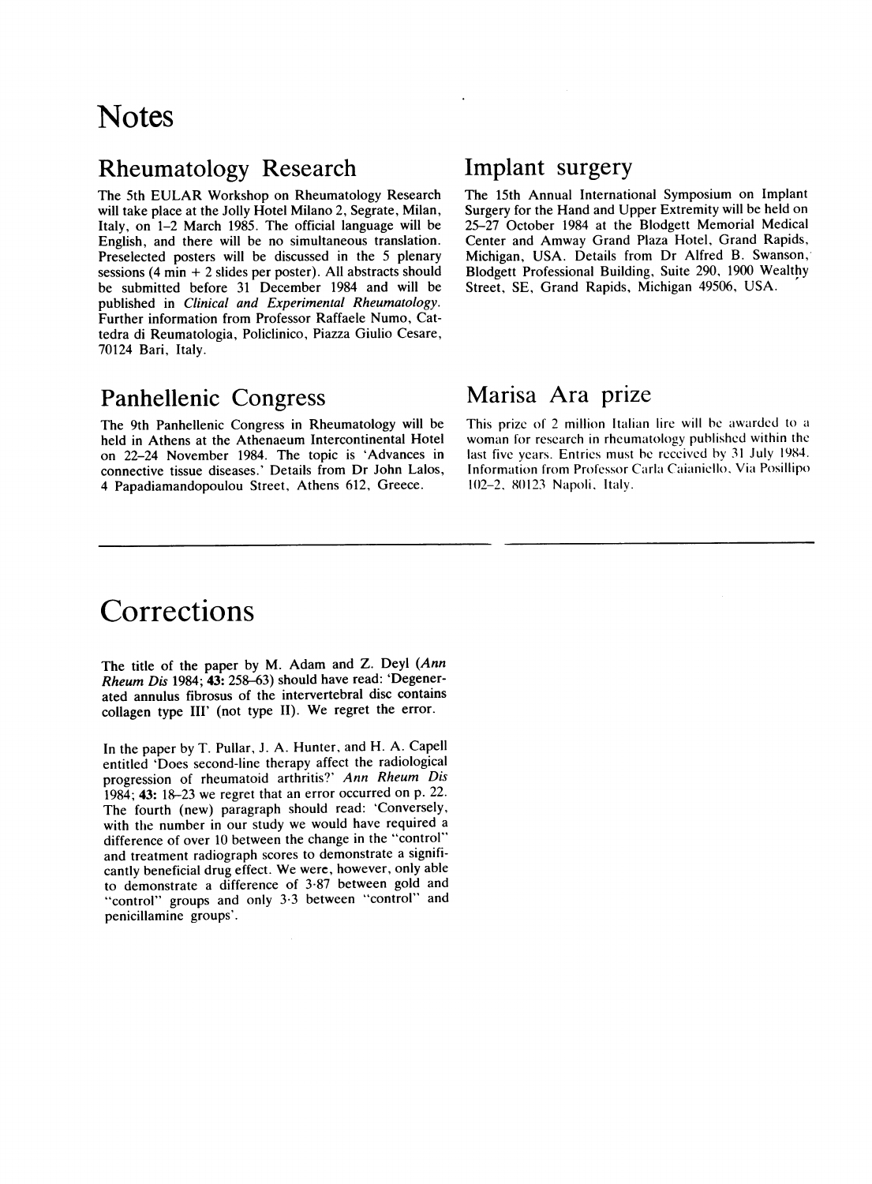# Notes

## Rheumatology Research

The 5th EULAR Workshop on Rheumatology Research will take place at the Jolly Hotel Milano 2, Segrate, Milan, Italy, on 1–2 March 1985. The official language will be English, and there will be no simultaneous translation. Preselected posters will be discussed in the 5 plenary sessions (4 min + 2 slides per poster). All abstracts should be submitted before 31 December 1984 and will be published in *Clinical and Experimental Rheumatology*. Further information from Professor Raffaele Numo, Cattedra di Reumatologia, Policlinico, Piazza Giulio Cesare, 70124 Bari, Italy.

## Panhellenic Congress

The 9th Panhellenic Congress in Rheumatology will be held in Athens at the Athenaeum Intercontinental Hotel on 22–24 November 1984. The topic is 'Advances in connective tissue diseases.' Details from Dr John Lalos, 4 Papadiamandopoulou Street, Athens 612, Greece.

## Implant surgery

The 15th Annual International Symposium on Implant Surgery for the Hand and Upper Extremity will be held on 25–27 October 1984 at the Blodgett Memorial Medical Center and Amway Grand Plaza Hotel, Grand Rapids, Michigan, USA. Details from Dr Alfred B. Swanson, Blodgett Professional Building, Suite 290, 1900 Wealthy Street, SE, Grand Rapids, Michigan 49506, USA.

## Marisa Ara prize

This prize of 2 million Italian lire will be awarded to a woman for research in rheumatology published within the last five years. Entries must be received by 31 July 1984. Information from Professor Carla Caianiello, Via Posillipo 102-2, 80123 Napoli, Italy.

# Corrections

The title of the paper by M. Adam and Z. Deyl (*Ann Rheum Dis* 1984; **43:** 258–63) should have read: 'Degenerated annulus fibrosus of the intervertebral disc contains collagen type III' (not type II). We regret the error.

In the paper by T. Pullar, J. A. Hunter, and H. A. Capell entitled 'Does second-line therapy affect the radiological progression of rheumatoid arthritis?' *Ann Rheum Dis* 1984; **43:** 18–23 we regret that an error occurred on p. 22. The fourth (new) paragraph should read: 'Conversely, with the number in our study we would have required a difference of over 10 between the change in the "control" and treatment radiograph scores to demonstrate a significantly beneficial drug effect. We were, however, only able to demonstrate a difference of 3·87 between gold and "control" groups and only 3·3 between "control" and penicillamine groups'.